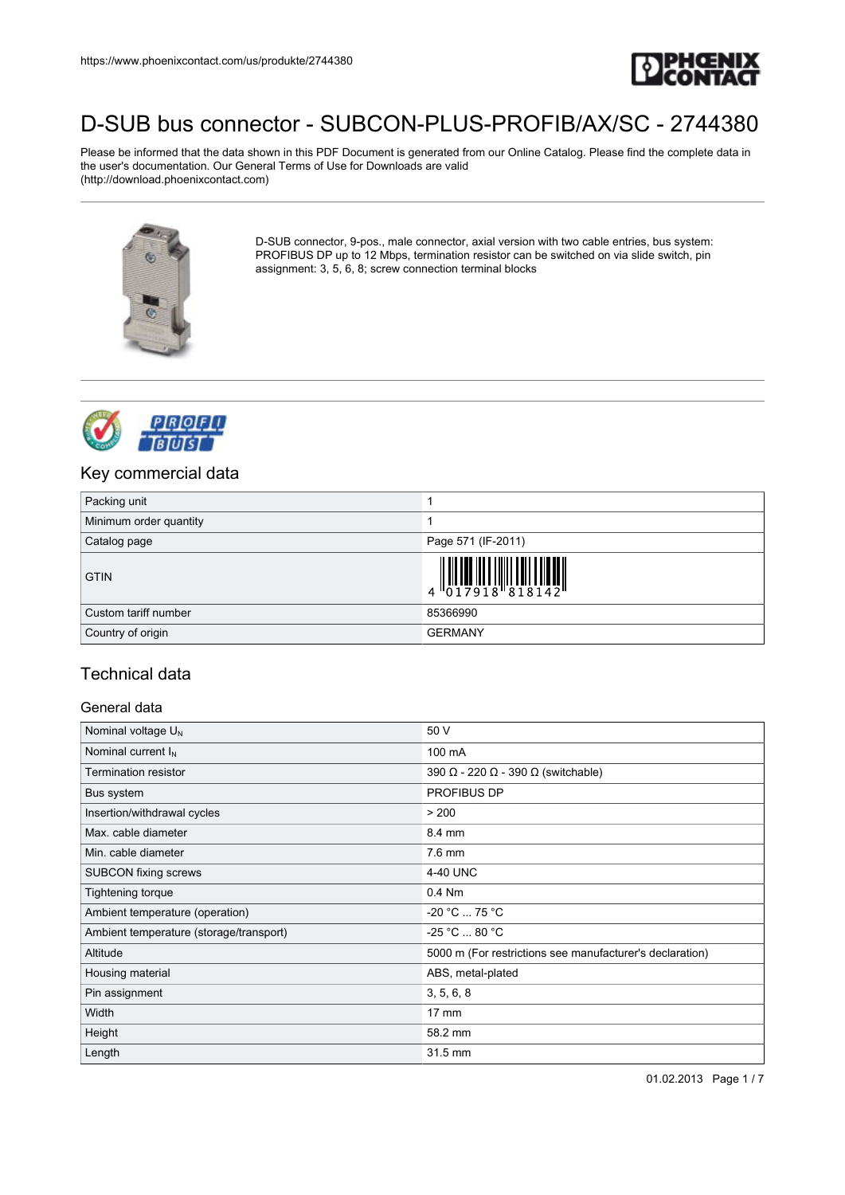https://www.phoenixcontact.com/us/produkte/2744380

# D-SUB bus connector - SUBCON-PLUS-PROFIB/AX/SC - 2744380

Please be informed that the data shown in this PDF Document is generated from our Online Catalog. Please find the complete data in the user's documentation. Our General Terms of Use for Downloads are valid (http://download.phoenixcontact.com)

D-SUB connector, 9-pos., male connector, axial version with two cable entries, bus system: PROFIBUS DP up to 12 Mbps, termination resistor can be switched on via slide switch, pin assignment: 3, 5, 6, 8; screw connection terminal blocks

## Key commercial data

| | |
|---|---|
| Packing unit | 1 |
| Minimum order quantity | 1 |
| Catalog page | Page 571 (IF-2011) |
| GTIN | 4 017918 818142 |
| Custom tariff number | 85366990 |
| Country of origin | GERMANY |

## Technical data

### General data

| | |
|---|---|
| Nominal voltage $U_N$ | 50 V |
| Nominal current $I_N$ | 100 mA |
| Termination resistor | 390 Ω - 220 Ω - 390 Ω (switchable) |
| Bus system | PROFIBUS DP |
| Insertion/withdrawal cycles | > 200 |
| Max. cable diameter | 8.4 mm |
| Min. cable diameter | 7.6 mm |
| SUBCON fixing screws | 4-40 UNC |
| Tightening torque | 0.4 Nm |
| Ambient temperature (operation) | -20 °C ... 75 °C |
| Ambient temperature (storage/transport) | -25 °C ... 80 °C |
| Altitude | 5000 m (For restrictions see manufacturer's declaration) |
| Housing material | ABS, metal-plated |
| Pin assignment | 3, 5, 6, 8 |
| Width | 17 mm |
| Height | 58.2 mm |
| Length | 31.5 mm |

01.02.2013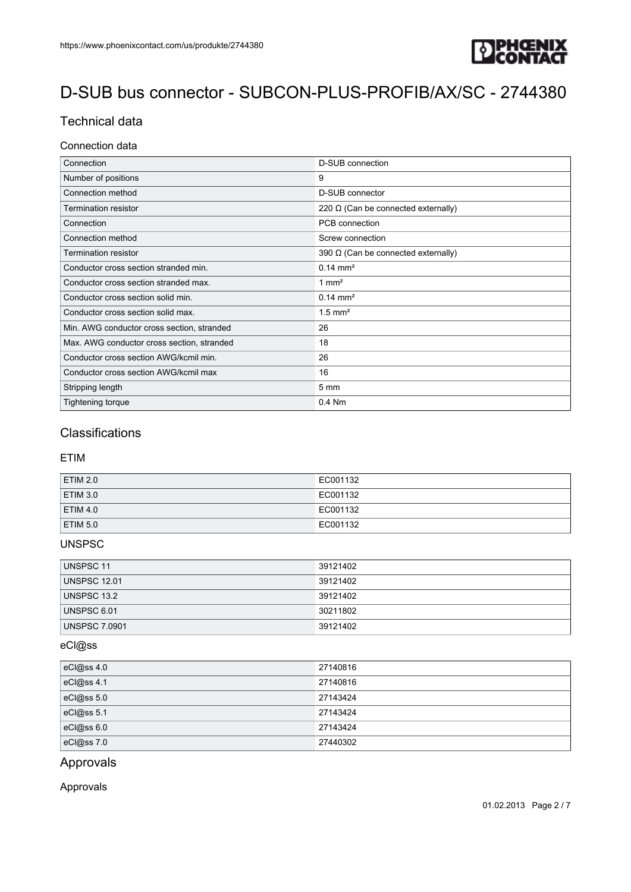# D-SUB bus connector - SUBCON-PLUS-PROFIB/AX/SC - 2744380

## Technical data

### Connection data

| Connection | D-SUB connection |
|---|---|
| Number of positions | 9 |
| Connection method | D-SUB connector |
| Termination resistor | 220 Ω (Can be connected externally) |
| Connection | PCB connection |
| Connection method | Screw connection |
| Termination resistor | 390 Ω (Can be connected externally) |
| Conductor cross section stranded min. | 0.14 mm² |
| Conductor cross section stranded max. | 1 mm² |
| Conductor cross section solid min. | 0.14 mm² |
| Conductor cross section solid max. | 1.5 mm² |
| Min. AWG conductor cross section, stranded | 26 |
| Max. AWG conductor cross section, stranded | 18 |
| Conductor cross section AWG/kcmil min. | 26 |
| Conductor cross section AWG/kcmil max | 16 |
| Stripping length | 5 mm |
| Tightening torque | 0.4 Nm |

## Classifications

### ETIM

| ETIM 2.0 | EC001132 |
|---|---|
| ETIM 3.0 | EC001132 |
| ETIM 4.0 | EC001132 |
| ETIM 5.0 | EC001132 |

### UNSPSC

| UNSPSC 11 | 39121402 |
|---|---|
| UNSPSC 12.01 | 39121402 |
| UNSPSC 13.2 | 39121402 |
| UNSPSC 6.01 | 30211802 |
| UNSPSC 7.0901 | 39121402 |

### eCl@ss

| eCl@ss 4.0 | 27140816 |
|---|---|
| eCl@ss 4.1 | 27140816 |
| eCl@ss 5.0 | 27143424 |
| eCl@ss 5.1 | 27143424 |
| eCl@ss 6.0 | 27143424 |
| eCl@ss 7.0 | 27440302 |

## Approvals

### Approvals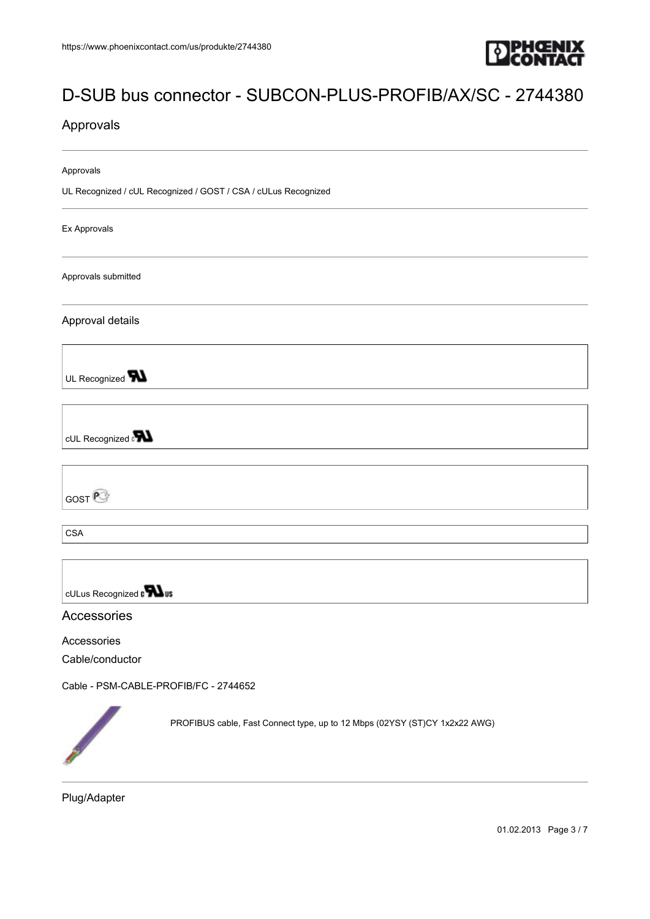# D-SUB bus connector - SUBCON-PLUS-PROFIB/AX/SC - 2744380

## Approvals

Approvals

UL Recognized / cUL Recognized / GOST / CSA / cULus Recognized

Ex Approvals

Approvals submitted

### Approval details

UL Recognized

cUL Recognized

GOST

CSA

cULus Recognized

## Accessories

Accessories

Cable/conductor

Cable - PSM-CABLE-PROFIB/FC - 2744652

PROFIBUS cable, Fast Connect type, up to 12 Mbps (02YSY (ST)CY 1x2x22 AWG)

Plug/Adapter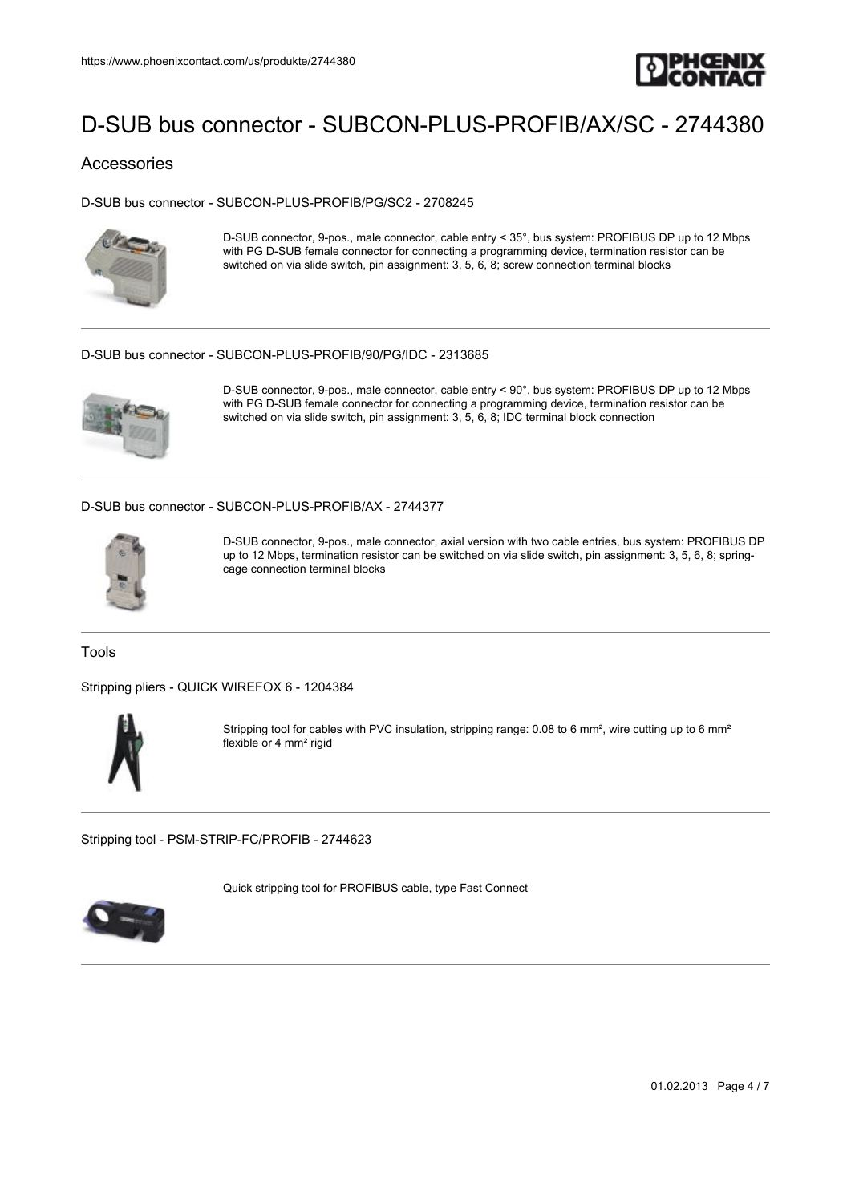# D-SUB bus connector - SUBCON-PLUS-PROFIB/AX/SC - 2744380

## Accessories

### D-SUB bus connector - SUBCON-PLUS-PROFIB/PG/SC2 - 2708245

D-SUB connector, 9-pos., male connector, cable entry < 35°, bus system: PROFIBUS DP up to 12 Mbps with PG D-SUB female connector for connecting a programming device, termination resistor can be switched on via slide switch, pin assignment: 3, 5, 6, 8; screw connection terminal blocks

---

### D-SUB bus connector - SUBCON-PLUS-PROFIB/90/PG/IDC - 2313685

D-SUB connector, 9-pos., male connector, cable entry < 90°, bus system: PROFIBUS DP up to 12 Mbps with PG D-SUB female connector for connecting a programming device, termination resistor can be switched on via slide switch, pin assignment: 3, 5, 6, 8; IDC terminal block connection

---

### D-SUB bus connector - SUBCON-PLUS-PROFIB/AX - 2744377

D-SUB connector, 9-pos., male connector, axial version with two cable entries, bus system: PROFIBUS DP up to 12 Mbps, termination resistor can be switched on via slide switch, pin assignment: 3, 5, 6, 8; spring-cage connection terminal blocks

---

## Tools

### Stripping pliers - QUICK WIREFOX 6 - 1204384

Stripping tool for cables with PVC insulation, stripping range: 0.08 to 6 mm², wire cutting up to 6 mm² flexible or 4 mm² rigid

---

### Stripping tool - PSM-STRIP-FC/PROFIB - 2744623

Quick stripping tool for PROFIBUS cable, type Fast Connect

---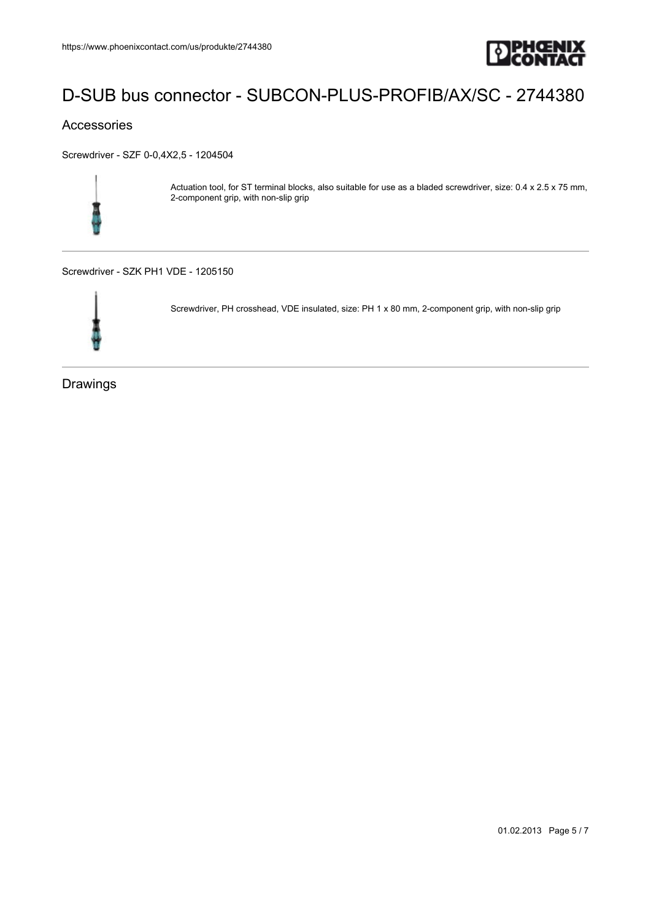# D-SUB bus connector - SUBCON-PLUS-PROFIB/AX/SC - 2744380

## Accessories

Screwdriver - SZF 0-0,4X2,5 - 1204504

Actuation tool, for ST terminal blocks, also suitable for use as a bladed screwdriver, size: 0.4 x 2.5 x 75 mm, 2-component grip, with non-slip grip

---

Screwdriver - SZK PH1 VDE - 1205150

Screwdriver, PH crosshead, VDE insulated, size: PH 1 x 80 mm, 2-component grip, with non-slip grip

---

## Drawings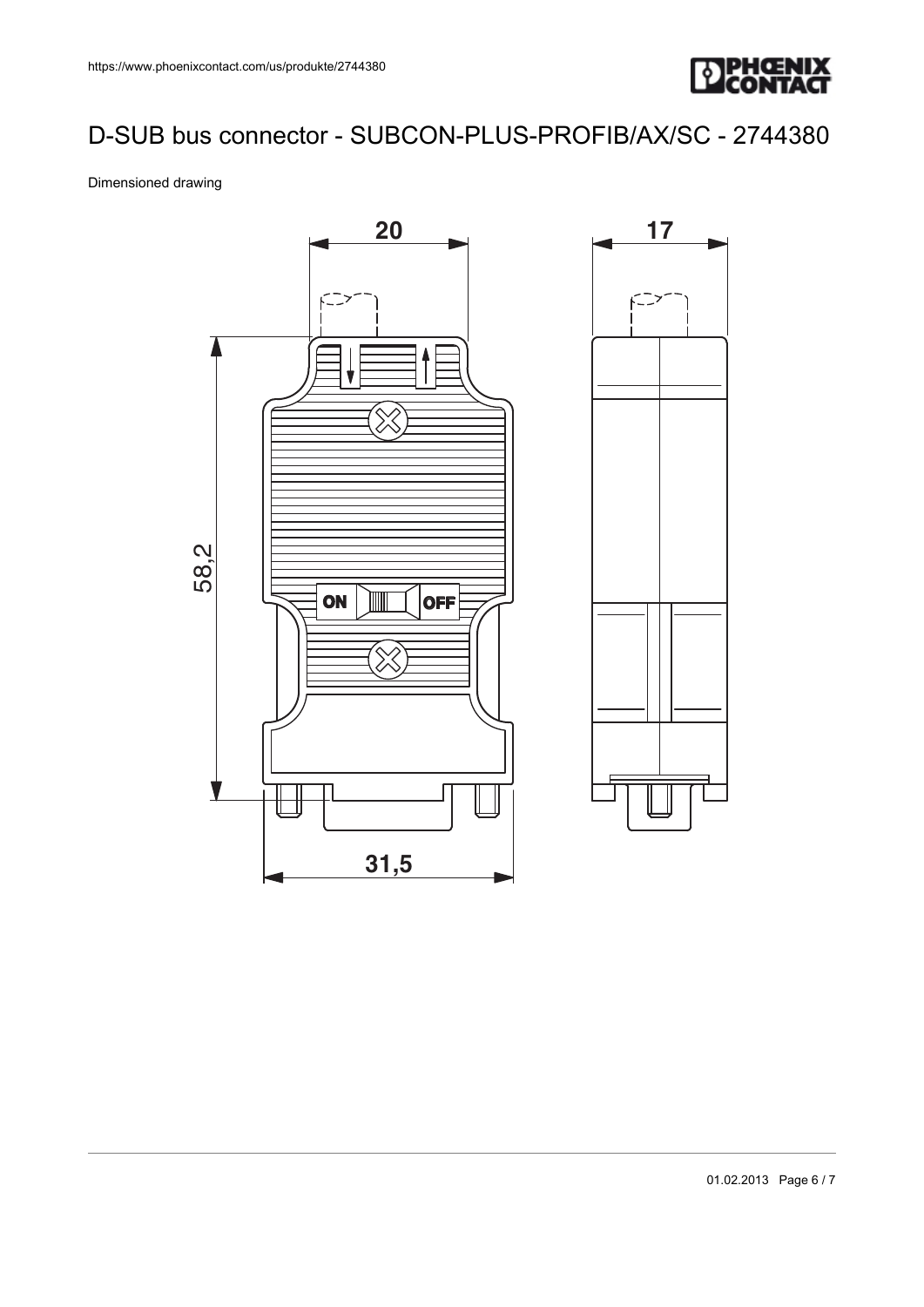# D-SUB bus connector - SUBCON-PLUS-PROFIB/AX/SC - 2744380

Dimensioned drawing

20

17

58,2

ON

OFF

31,5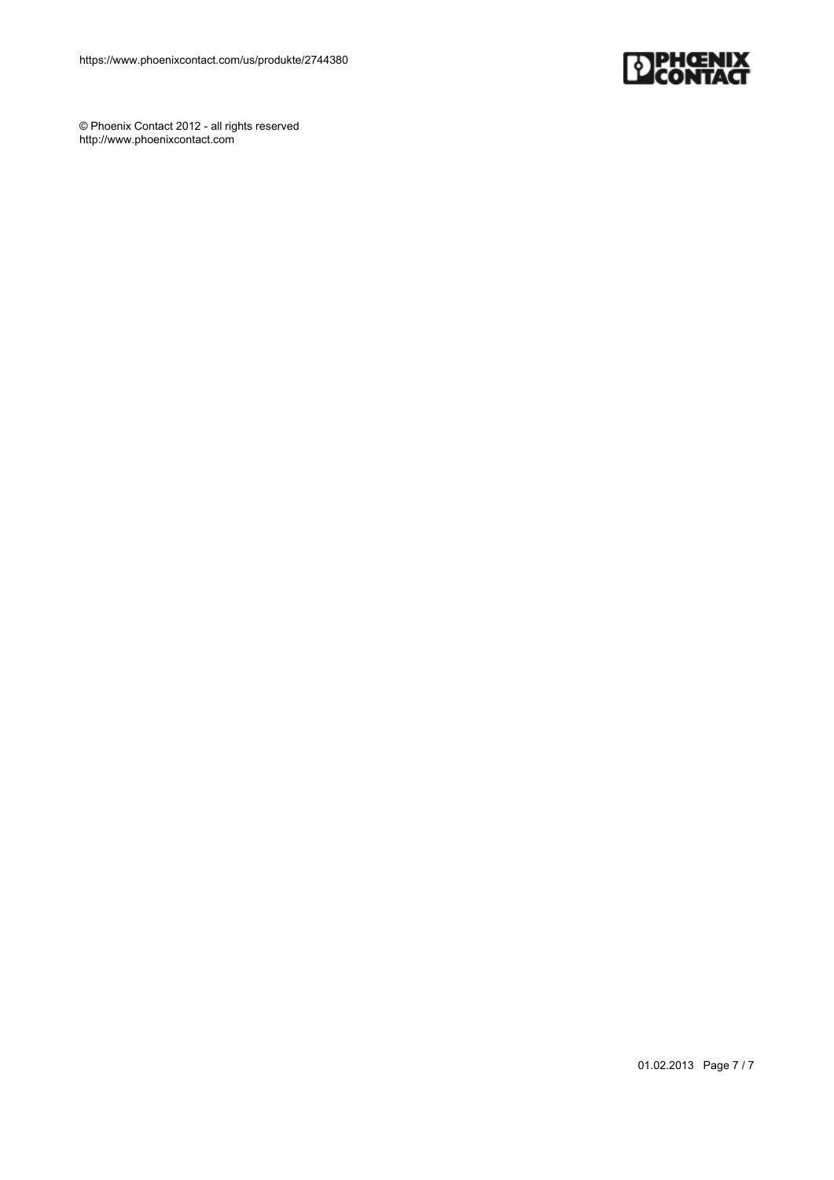© Phoenix Contact 2012 - all rights reserved
http://www.phoenixcontact.com